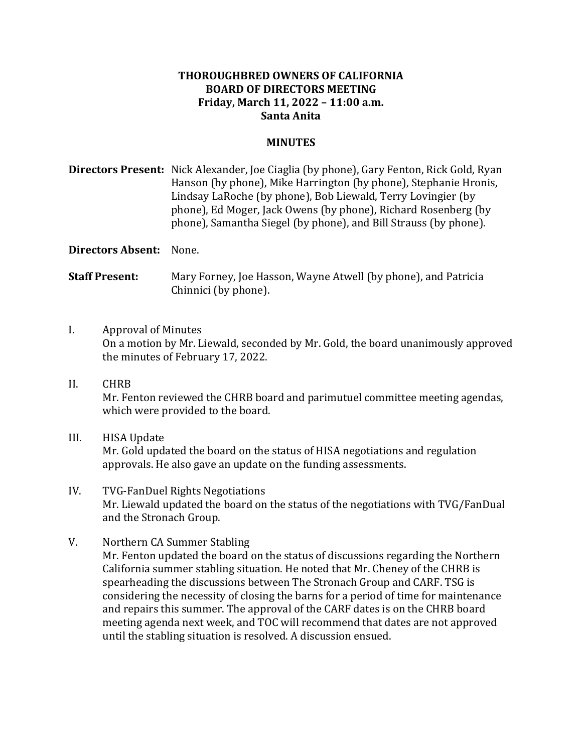**THOROUGHBRED OWNERS OF CALIFORNIA**
**BOARD OF DIRECTORS MEETING**
**Friday, March 11, 2022 – 11:00 a.m.**
**Santa Anita**

**MINUTES**

**Directors Present:** Nick Alexander, Joe Ciaglia (by phone), Gary Fenton, Rick Gold, Ryan Hanson (by phone), Mike Harrington (by phone), Stephanie Hronis, Lindsay LaRoche (by phone), Bob Liewald, Terry Lovingier (by phone), Ed Moger, Jack Owens (by phone), Richard Rosenberg (by phone), Samantha Siegel (by phone), and Bill Strauss (by phone).

**Directors Absent:** None.

**Staff Present:** Mary Forney, Joe Hasson, Wayne Atwell (by phone), and Patricia Chinnici (by phone).

I. Approval of Minutes
On a motion by Mr. Liewald, seconded by Mr. Gold, the board unanimously approved the minutes of February 17, 2022.

II. CHRB
Mr. Fenton reviewed the CHRB board and parimutuel committee meeting agendas, which were provided to the board.

III. HISA Update
Mr. Gold updated the board on the status of HISA negotiations and regulation approvals. He also gave an update on the funding assessments.

IV. TVG-FanDuel Rights Negotiations
Mr. Liewald updated the board on the status of the negotiations with TVG/FanDual and the Stronach Group.

V. Northern CA Summer Stabling
Mr. Fenton updated the board on the status of discussions regarding the Northern California summer stabling situation. He noted that Mr. Cheney of the CHRB is spearheading the discussions between The Stronach Group and CARF. TSG is considering the necessity of closing the barns for a period of time for maintenance and repairs this summer. The approval of the CARF dates is on the CHRB board meeting agenda next week, and TOC will recommend that dates are not approved until the stabling situation is resolved. A discussion ensued.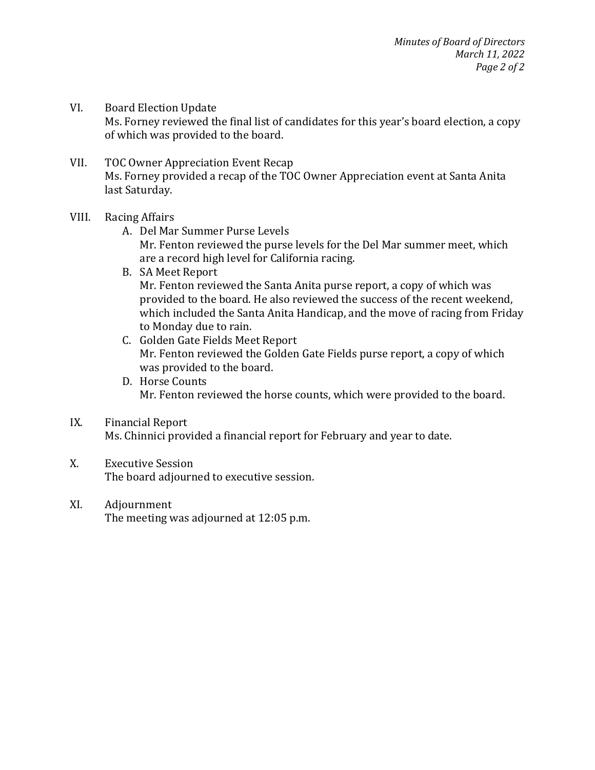VI. Board Election Update
Ms. Forney reviewed the final list of candidates for this year's board election, a copy of which was provided to the board.

VII. TOC Owner Appreciation Event Recap
Ms. Forney provided a recap of the TOC Owner Appreciation event at Santa Anita last Saturday.

VIII. Racing Affairs

A. Del Mar Summer Purse Levels
Mr. Fenton reviewed the purse levels for the Del Mar summer meet, which are a record high level for California racing.

B. SA Meet Report
Mr. Fenton reviewed the Santa Anita purse report, a copy of which was provided to the board. He also reviewed the success of the recent weekend, which included the Santa Anita Handicap, and the move of racing from Friday to Monday due to rain.

C. Golden Gate Fields Meet Report
Mr. Fenton reviewed the Golden Gate Fields purse report, a copy of which was provided to the board.

D. Horse Counts
Mr. Fenton reviewed the horse counts, which were provided to the board.

IX. Financial Report
Ms. Chinnici provided a financial report for February and year to date.

X. Executive Session
The board adjourned to executive session.

XI. Adjournment
The meeting was adjourned at 12:05 p.m.